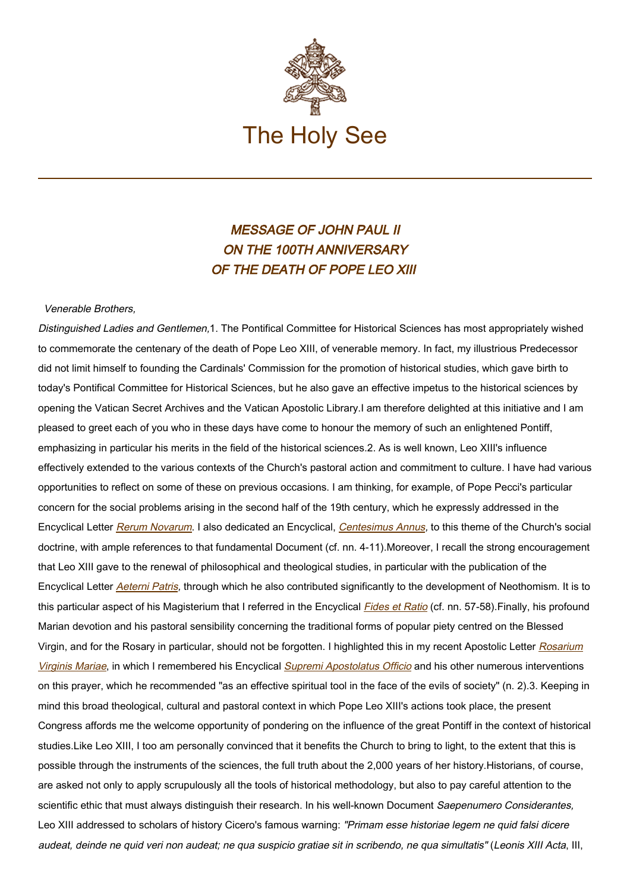# MESSAGE OF JOHN PAUL II ON THE 100TH ANNIVERSARY OF THE DEATH OF POPE LEO XIII

*Venerable Brothers,*

*Distinguished Ladies and Gentlemen,*

1. The Pontifical Committee for Historical Sciences has most appropriately wished to commemorate the centenary of the death of Pope Leo XIII, of venerable memory. In fact, my illustrious Predecessor did not limit himself to founding the Cardinals' Commission for the promotion of historical studies, which gave birth to today's Pontifical Committee for Historical Sciences, but he also gave an effective impetus to the historical sciences by opening the Vatican Secret Archives and the Vatican Apostolic Library.

I am therefore delighted at this initiative and I am pleased to greet each of you who in these days have come to honour the memory of such an enlightened Pontiff, emphasizing in particular his merits in the field of the historical sciences.

2. As is well known, Leo XIII's influence effectively extended to the various contexts of the Church's pastoral action and commitment to culture. I have had various opportunities to reflect on some of these on previous occasions. I am thinking, for example, of Pope Pecci's particular concern for the social problems arising in the second half of the 19th century, which he expressly addressed in the Encyclical Letter *Rerum Novarum*. I also dedicated an Encyclical, *Centesimus Annus*, to this theme of the Church's social doctrine, with ample references to that fundamental Document (cf. nn. 4-11).

Moreover, I recall the strong encouragement that Leo XIII gave to the renewal of philosophical and theological studies, in particular with the publication of the Encyclical Letter *Aeterni Patris*, through which he also contributed significantly to the development of Neothomism. It is to this particular aspect of his Magisterium that I referred in the Encyclical *Fides et Ratio* (cf. nn. 57-58).

Finally, his profound Marian devotion and his pastoral sensibility concerning the traditional forms of popular piety centred on the Blessed Virgin, and for the Rosary in particular, should not be forgotten. I highlighted this in my recent Apostolic Letter *Rosarium Virginis Mariae*, in which I remembered his Encyclical *Supremi Apostolatus Officio* and his other numerous interventions on this prayer, which he recommended "as an effective spiritual tool in the face of the evils of society" (n. 2).

3. Keeping in mind this broad theological, cultural and pastoral context in which Pope Leo XIII's actions took place, the present Congress affords me the welcome opportunity of pondering on the influence of the great Pontiff in the context of historical studies.

Like Leo XIII, I too am personally convinced that it benefits the Church to bring to light, to the extent that this is possible through the instruments of the sciences, the full truth about the 2,000 years of her history.

Historians, of course, are asked not only to apply scrupulously all the tools of historical methodology, but also to pay careful attention to the scientific ethic that must always distinguish their research. In his well-known Document *Saepenumero Considerantes,* Leo XIII addressed to scholars of history Cicero's famous warning: *"Primam esse historiae legem ne quid falsi dicere audeat, deinde ne quid veri non audeat; ne qua suspicio gratiae sit in scribendo, ne qua simultatis"* (*Leonis XIII Acta*, III,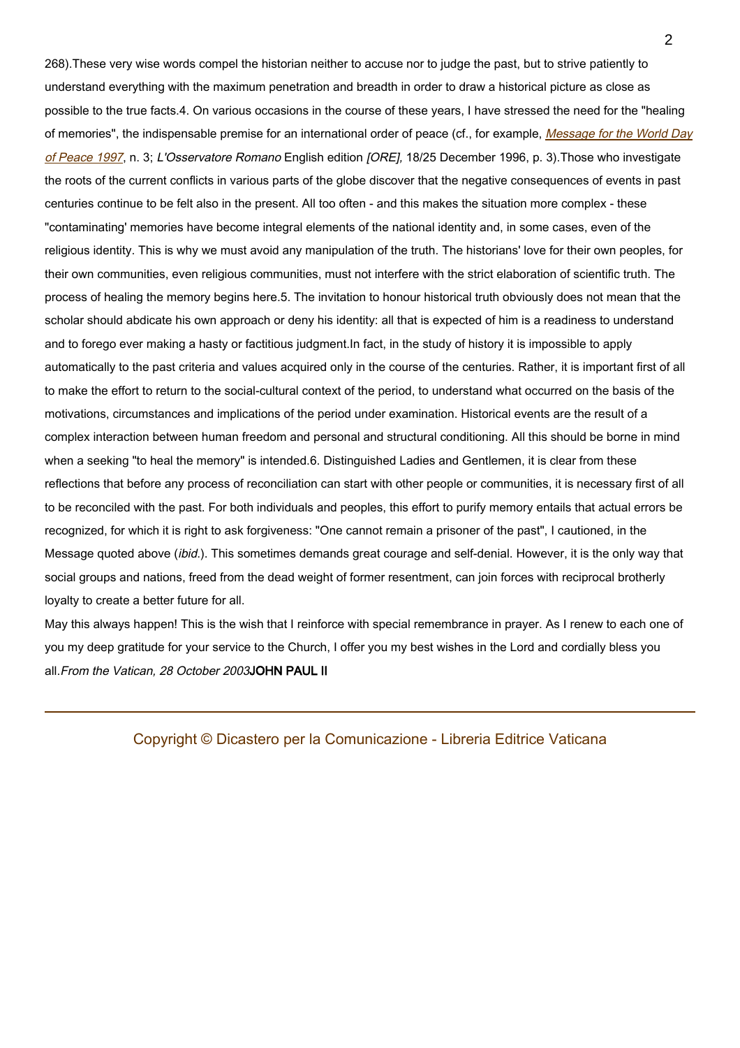268).These very wise words compel the historian neither to accuse nor to judge the past, but to strive patiently to understand everything with the maximum penetration and breadth in order to draw a historical picture as close as possible to the true facts.4. On various occasions in the course of these years, I have stressed the need for the "healing of memories", the indispensable premise for an international order of peace (cf., for example, *Message for the World Day of Peace 1997*, n. 3; *L'Osservatore Romano* English edition *[ORE],* 18/25 December 1996, p. 3).Those who investigate the roots of the current conflicts in various parts of the globe discover that the negative consequences of events in past centuries continue to be felt also in the present. All too often - and this makes the situation more complex - these "contaminating' memories have become integral elements of the national identity and, in some cases, even of the religious identity. This is why we must avoid any manipulation of the truth. The historians' love for their own peoples, for their own communities, even religious communities, must not interfere with the strict elaboration of scientific truth. The process of healing the memory begins here.5. The invitation to honour historical truth obviously does not mean that the scholar should abdicate his own approach or deny his identity: all that is expected of him is a readiness to understand and to forego ever making a hasty or factitious judgment.In fact, in the study of history it is impossible to apply automatically to the past criteria and values acquired only in the course of the centuries. Rather, it is important first of all to make the effort to return to the social-cultural context of the period, to understand what occurred on the basis of the motivations, circumstances and implications of the period under examination. Historical events are the result of a complex interaction between human freedom and personal and structural conditioning. All this should be borne in mind when a seeking "to heal the memory" is intended.6. Distinguished Ladies and Gentlemen, it is clear from these reflections that before any process of reconciliation can start with other people or communities, it is necessary first of all to be reconciled with the past. For both individuals and peoples, this effort to purify memory entails that actual errors be recognized, for which it is right to ask forgiveness: "One cannot remain a prisoner of the past", I cautioned, in the Message quoted above (*ibid*.). This sometimes demands great courage and self-denial. However, it is the only way that social groups and nations, freed from the dead weight of former resentment, can join forces with reciprocal brotherly loyalty to create a better future for all.

May this always happen! This is the wish that I reinforce with special remembrance in prayer. As I renew to each one of you my deep gratitude for your service to the Church, I offer you my best wishes in the Lord and cordially bless you all.*From the Vatican, 28 October 2003*JOHN PAUL II

Copyright © Dicastero per la Comunicazione - Libreria Editrice Vaticana